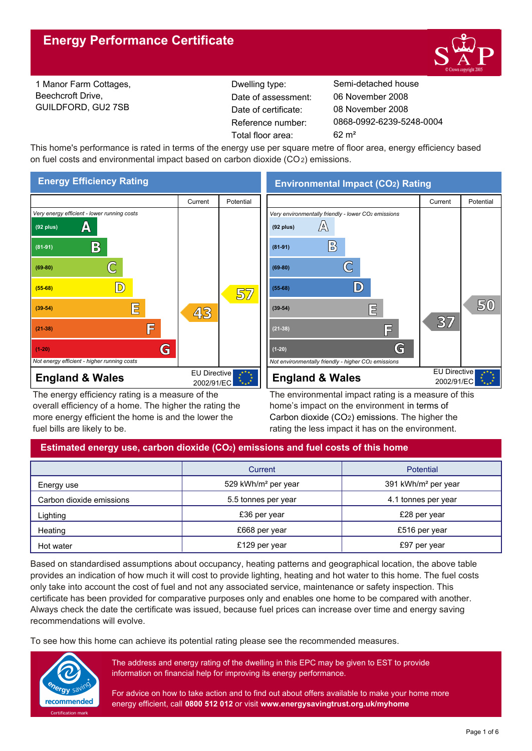# Energy Performance Certificate

1 Manor Farm Cottages,
Beechcroft Drive,
GUILDFORD, GU2 7SB

| | |
|---|---|
| Dwelling type: | Semi-detached house |
| Date of assessment: | 06 November 2008 |
| Date of certificate: | 08 November 2008 |
| Reference number: | 0868-0992-6239-5248-0004 |
| Total floor area: | 62 m² |

This home's performance is rated in terms of the energy use per square metre of floor area, energy efficiency based on fuel costs and environmental impact based on carbon dioxide ($CO_2$) emissions.

## Energy Efficiency Rating

| | Current | Potential |
|---|---|---|
| *Very energy efficient - lower running costs* | | |
| (92 plus) A | | |
| (81-91) B | | |
| (69-80) C | | |
| (55-68) D | | 57 |
| (39-54) E | 43 | |
| (21-38) F | | |
| (1-20) G | | |
| *Not energy efficient - higher running costs* | | |

**England & Wales** — EU Directive 2002/91/EC

The energy efficiency rating is a measure of the overall efficiency of a home. The higher the rating the more energy efficient the home is and the lower the fuel bills are likely to be.

## Environmental Impact ($CO_2$) Rating

| | Current | Potential |
|---|---|---|
| *Very environmentally friendly - lower $CO_2$ emissions* | | |
| (92 plus) A | | |
| (81-91) B | | |
| (69-80) C | | |
| (55-68) D | | |
| (39-54) E | | 50 |
| (21-38) F | 37 | |
| (1-20) G | | |
| *Not environmentally friendly - higher $CO_2$ emissions* | | |

**England & Wales** — EU Directive 2002/91/EC

The environmental impact rating is a measure of this home's impact on the environment in terms of Carbon dioxide ($CO_2$) emissions. The higher the rating the less impact it has on the environment.

## Estimated energy use, carbon dioxide ($CO_2$) emissions and fuel costs of this home

| | Current | Potential |
|---|---|---|
| Energy use | 529 kWh/m² per year | 391 kWh/m² per year |
| Carbon dioxide emissions | 5.5 tonnes per year | 4.1 tonnes per year |
| Lighting | £36 per year | £28 per year |
| Heating | £668 per year | £516 per year |
| Hot water | £129 per year | £97 per year |

Based on standardised assumptions about occupancy, heating patterns and geographical location, the above table provides an indication of how much it will cost to provide lighting, heating and hot water to this home. The fuel costs only take into account the cost of fuel and not any associated service, maintenance or safety inspection. This certificate has been provided for comparative purposes only and enables one home to be compared with another. Always check the date the certificate was issued, because fuel prices can increase over time and energy saving recommendations will evolve.

To see how this home can achieve its potential rating please see the recommended measures.

The address and energy rating of the dwelling in this EPC may be given to EST to provide information on financial help for improving its energy performance.

For advice on how to take action and to find out about offers available to make your home more energy efficient, call **0800 512 012** or visit **www.energysavingtrust.org.uk/myhome**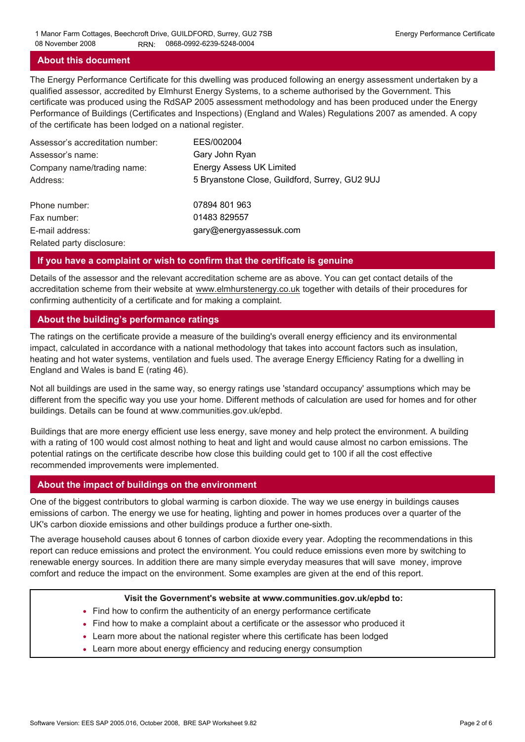## About this document

The Energy Performance Certificate for this dwelling was produced following an energy assessment undertaken by a qualified assessor, accredited by Elmhurst Energy Systems, to a scheme authorised by the Government. This certificate was produced using the RdSAP 2005 assessment methodology and has been produced under the Energy Performance of Buildings (Certificates and Inspections) (England and Wales) Regulations 2007 as amended. A copy of the certificate has been lodged on a national register.

| | |
|---|---|
| Assessor's accreditation number: | EES/002004 |
| Assessor's name: | Gary John Ryan |
| Company name/trading name: | Energy Assess UK Limited |
| Address: | 5 Bryanstone Close, Guildford, Surrey, GU2 9UJ |
| Phone number: | 07894 801 963 |
| Fax number: | 01483 829557 |
| E-mail address: | gary@energyassessuk.com |
| Related party disclosure: | |

## If you have a complaint or wish to confirm that the certificate is genuine

Details of the assessor and the relevant accreditation scheme are as above. You can get contact details of the accreditation scheme from their website at www.elmhurstenergy.co.uk together with details of their procedures for confirming authenticity of a certificate and for making a complaint.

## About the building's performance ratings

The ratings on the certificate provide a measure of the building's overall energy efficiency and its environmental impact, calculated in accordance with a national methodology that takes into account factors such as insulation, heating and hot water systems, ventilation and fuels used. The average Energy Efficiency Rating for a dwelling in England and Wales is band E (rating 46).

Not all buildings are used in the same way, so energy ratings use 'standard occupancy' assumptions which may be different from the specific way you use your home. Different methods of calculation are used for homes and for other buildings. Details can be found at www.communities.gov.uk/epbd.

Buildings that are more energy efficient use less energy, save money and help protect the environment. A building with a rating of 100 would cost almost nothing to heat and light and would cause almost no carbon emissions. The potential ratings on the certificate describe how close this building could get to 100 if all the cost effective recommended improvements were implemented.

## About the impact of buildings on the environment

One of the biggest contributors to global warming is carbon dioxide. The way we use energy in buildings causes emissions of carbon. The energy we use for heating, lighting and power in homes produces over a quarter of the UK's carbon dioxide emissions and other buildings produce a further one-sixth.

The average household causes about 6 tonnes of carbon dioxide every year. Adopting the recommendations in this report can reduce emissions and protect the environment. You could reduce emissions even more by switching to renewable energy sources. In addition there are many simple everyday measures that will save money, improve comfort and reduce the impact on the environment. Some examples are given at the end of this report.

**Visit the Government's website at www.communities.gov.uk/epbd to:**

- Find how to confirm the authenticity of an energy performance certificate
- Find how to make a complaint about a certificate or the assessor who produced it
- Learn more about the national register where this certificate has been lodged
- Learn more about energy efficiency and reducing energy consumption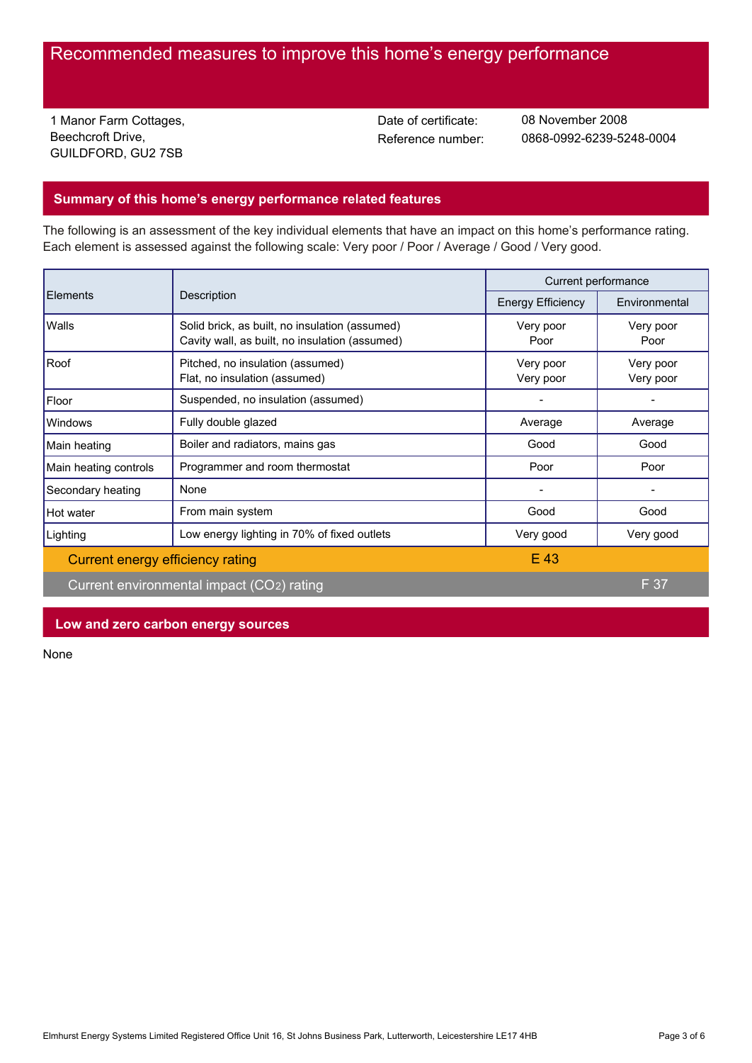# Recommended measures to improve this home's energy performance

1 Manor Farm Cottages,
Beechcroft Drive,
GUILDFORD, GU2 7SB

Date of certificate: 08 November 2008
Reference number: 0868-0992-6239-5248-0004

## Summary of this home's energy performance related features

The following is an assessment of the key individual elements that have an impact on this home's performance rating. Each element is assessed against the following scale: Very poor / Poor / Average / Good / Very good.

| Elements | Description | Current performance | |
|---|---|---|---|
| | | Energy Efficiency | Environmental |
| Walls | Solid brick, as built, no insulation (assumed)<br>Cavity wall, as built, no insulation (assumed) | Very poor<br>Poor | Very poor<br>Poor |
| Roof | Pitched, no insulation (assumed)<br>Flat, no insulation (assumed) | Very poor<br>Very poor | Very poor<br>Very poor |
| Floor | Suspended, no insulation (assumed) | - | - |
| Windows | Fully double glazed | Average | Average |
| Main heating | Boiler and radiators, mains gas | Good | Good |
| Main heating controls | Programmer and room thermostat | Poor | Poor |
| Secondary heating | None | - | - |
| Hot water | From main system | Good | Good |
| Lighting | Low energy lighting in 70% of fixed outlets | Very good | Very good |
| Current energy efficiency rating | | E 43 | |
| Current environmental impact ($CO_2$) rating | | | F 37 |

## Low and zero carbon energy sources

None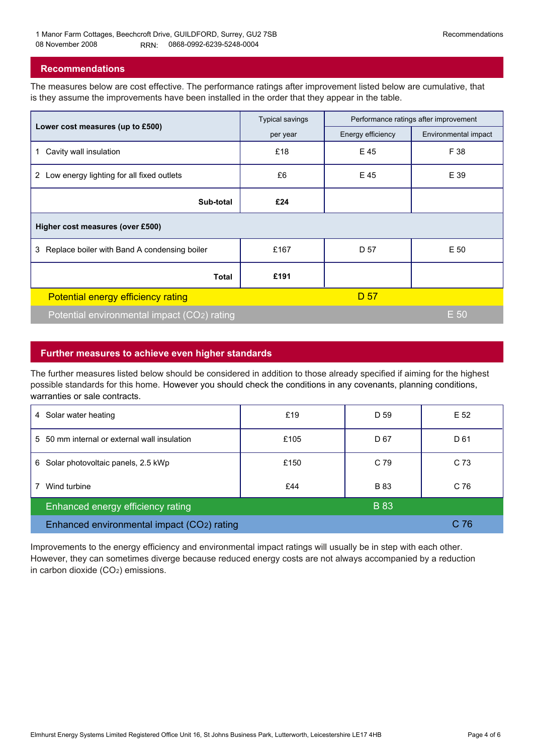1 Manor Farm Cottages, Beechcroft Drive, GUILDFORD, Surrey, GU2 7SB
08 November 2008 RRN: 0868-0992-6239-5248-0004

## Recommendations

The measures below are cost effective. The performance ratings after improvement listed below are cumulative, that is they assume the improvements have been installed in the order that they appear in the table.

| Lower cost measures (up to £500) | Typical savings per year | Performance ratings after improvement | |
|---|---|---|---|
| | | Energy efficiency | Environmental impact |
| 1 Cavity wall insulation | £18 | E 45 | F 38 |
| 2 Low energy lighting for all fixed outlets | £6 | E 45 | E 39 |
| **Sub-total** | **£24** | | |
| **Higher cost measures (over £500)** | | | |
| 3 Replace boiler with Band A condensing boiler | £167 | D 57 | E 50 |
| **Total** | **£191** | | |
| Potential energy efficiency rating | | D 57 | |
| Potential environmental impact ($CO_2$) rating | | | E 50 |

## Further measures to achieve even higher standards

The further measures listed below should be considered in addition to those already specified if aiming for the highest possible standards for this home. However you should check the conditions in any covenants, planning conditions, warranties or sale contracts.

| Measure | Typical savings per year | Energy efficiency | Environmental impact |
|---|---|---|---|
| 4 Solar water heating | £19 | D 59 | E 52 |
| 5 50 mm internal or external wall insulation | £105 | D 67 | D 61 |
| 6 Solar photovoltaic panels, 2.5 kWp | £150 | C 79 | C 73 |
| 7 Wind turbine | £44 | B 83 | C 76 |
| Enhanced energy efficiency rating | | B 83 | |
| Enhanced environmental impact ($CO_2$) rating | | | C 76 |

Improvements to the energy efficiency and environmental impact ratings will usually be in step with each other. However, they can sometimes diverge because reduced energy costs are not always accompanied by a reduction in carbon dioxide ($CO_2$) emissions.

Elmhurst Energy Systems Limited Registered Office Unit 16, St Johns Business Park, Lutterworth, Leicestershire LE17 4HB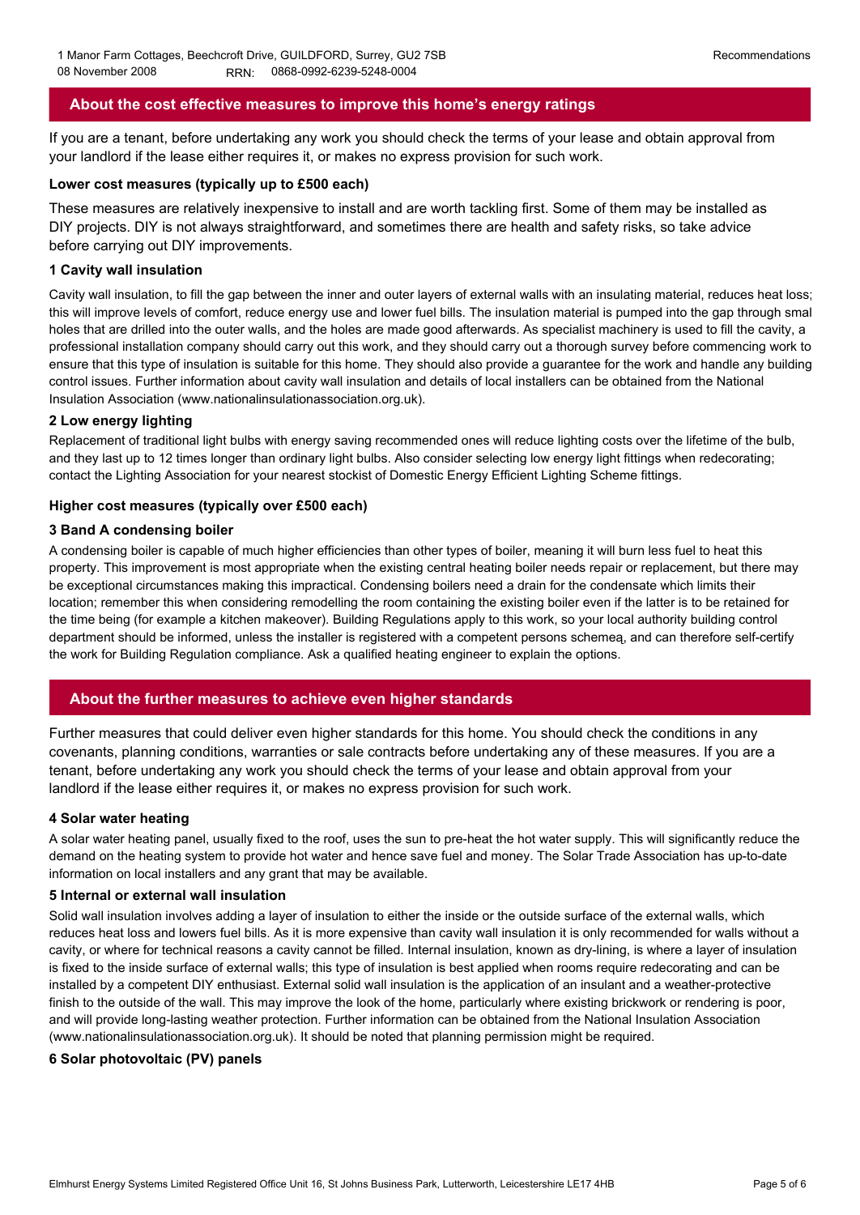## About the cost effective measures to improve this home's energy ratings

If you are a tenant, before undertaking any work you should check the terms of your lease and obtain approval from your landlord if the lease either requires it, or makes no express provision for such work.

### Lower cost measures (typically up to £500 each)

These measures are relatively inexpensive to install and are worth tackling first. Some of them may be installed as DIY projects. DIY is not always straightforward, and sometimes there are health and safety risks, so take advice before carrying out DIY improvements.

#### 1 Cavity wall insulation

Cavity wall insulation, to fill the gap between the inner and outer layers of external walls with an insulating material, reduces heat loss; this will improve levels of comfort, reduce energy use and lower fuel bills. The insulation material is pumped into the gap through smal holes that are drilled into the outer walls, and the holes are made good afterwards. As specialist machinery is used to fill the cavity, a professional installation company should carry out this work, and they should carry out a thorough survey before commencing work to ensure that this type of insulation is suitable for this home. They should also provide a guarantee for the work and handle any building control issues. Further information about cavity wall insulation and details of local installers can be obtained from the National Insulation Association (www.nationalinsulationassociation.org.uk).

#### 2 Low energy lighting

Replacement of traditional light bulbs with energy saving recommended ones will reduce lighting costs over the lifetime of the bulb, and they last up to 12 times longer than ordinary light bulbs. Also consider selecting low energy light fittings when redecorating; contact the Lighting Association for your nearest stockist of Domestic Energy Efficient Lighting Scheme fittings.

### Higher cost measures (typically over £500 each)

#### 3 Band A condensing boiler

A condensing boiler is capable of much higher efficiencies than other types of boiler, meaning it will burn less fuel to heat this property. This improvement is most appropriate when the existing central heating boiler needs repair or replacement, but there may be exceptional circumstances making this impractical. Condensing boilers need a drain for the condensate which limits their location; remember this when considering remodelling the room containing the existing boiler even if the latter is to be retained for the time being (for example a kitchen makeover). Building Regulations apply to this work, so your local authority building control department should be informed, unless the installer is registered with a competent persons schemeą, and can therefore self-certify the work for Building Regulation compliance. Ask a qualified heating engineer to explain the options.

## About the further measures to achieve even higher standards

Further measures that could deliver even higher standards for this home. You should check the conditions in any covenants, planning conditions, warranties or sale contracts before undertaking any of these measures. If you are a tenant, before undertaking any work you should check the terms of your lease and obtain approval from your landlord if the lease either requires it, or makes no express provision for such work.

#### 4 Solar water heating

A solar water heating panel, usually fixed to the roof, uses the sun to pre-heat the hot water supply. This will significantly reduce the demand on the heating system to provide hot water and hence save fuel and money. The Solar Trade Association has up-to-date information on local installers and any grant that may be available.

#### 5 Internal or external wall insulation

Solid wall insulation involves adding a layer of insulation to either the inside or the outside surface of the external walls, which reduces heat loss and lowers fuel bills. As it is more expensive than cavity wall insulation it is only recommended for walls without a cavity, or where for technical reasons a cavity cannot be filled. Internal insulation, known as dry-lining, is where a layer of insulation is fixed to the inside surface of external walls; this type of insulation is best applied when rooms require redecorating and can be installed by a competent DIY enthusiast. External solid wall insulation is the application of an insulant and a weather-protective finish to the outside of the wall. This may improve the look of the home, particularly where existing brickwork or rendering is poor, and will provide long-lasting weather protection. Further information can be obtained from the National Insulation Association (www.nationalinsulationassociation.org.uk). It should be noted that planning permission might be required.

#### 6 Solar photovoltaic (PV) panels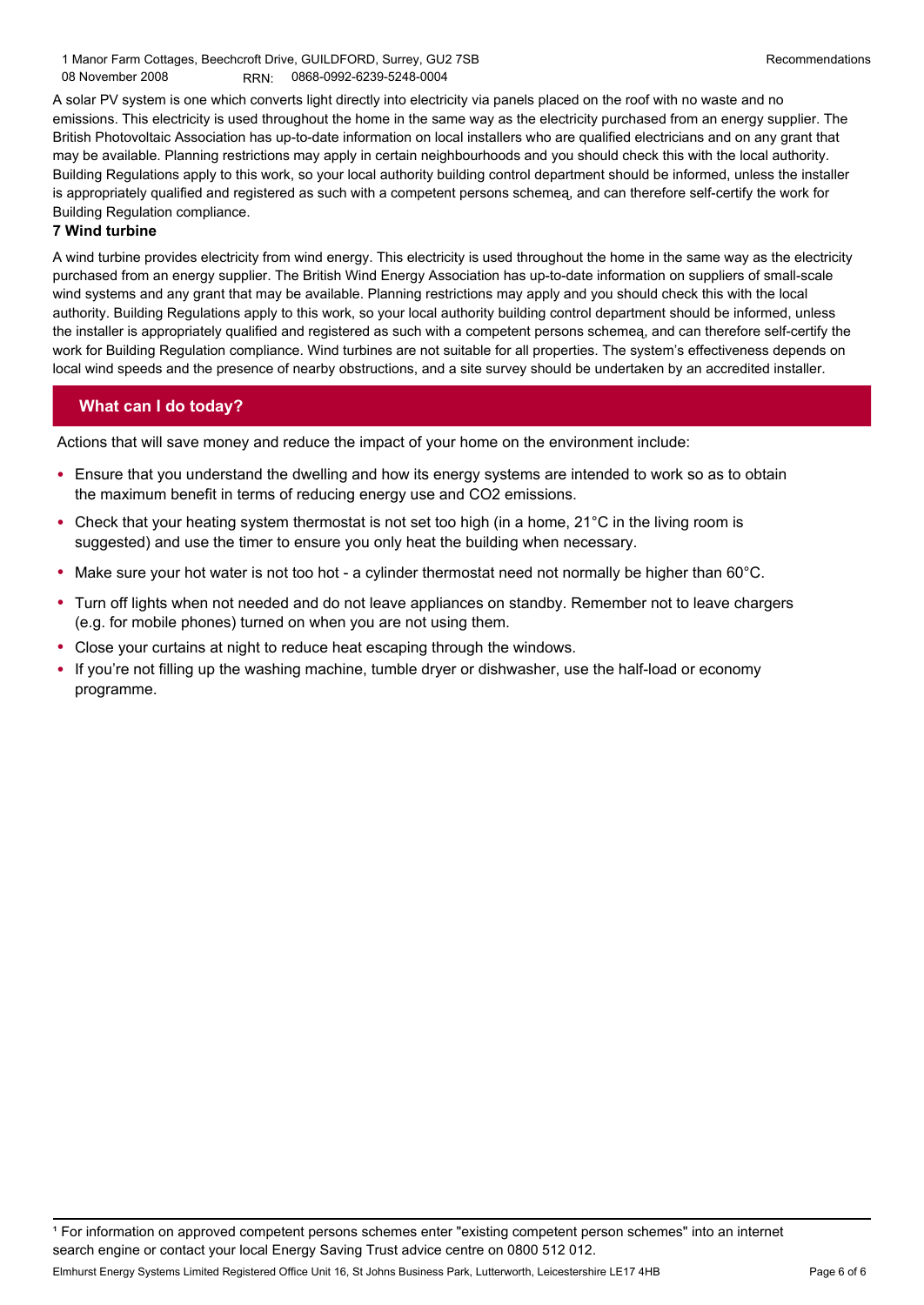A solar PV system is one which converts light directly into electricity via panels placed on the roof with no waste and no emissions. This electricity is used throughout the home in the same way as the electricity purchased from an energy supplier. The British Photovoltaic Association has up-to-date information on local installers who are qualified electricians and on any grant that may be available. Planning restrictions may apply in certain neighbourhoods and you should check this with the local authority. Building Regulations apply to this work, so your local authority building control department should be informed, unless the installer is appropriately qualified and registered as such with a competent persons scheme[a], and can therefore self-certify the work for Building Regulation compliance.

**7 Wind turbine**

A wind turbine provides electricity from wind energy. This electricity is used throughout the home in the same way as the electricity purchased from an energy supplier. The British Wind Energy Association has up-to-date information on suppliers of small-scale wind systems and any grant that may be available. Planning restrictions may apply and you should check this with the local authority. Building Regulations apply to this work, so your local authority building control department should be informed, unless the installer is appropriately qualified and registered as such with a competent persons scheme[a], and can therefore self-certify the work for Building Regulation compliance. Wind turbines are not suitable for all properties. The system's effectiveness depends on local wind speeds and the presence of nearby obstructions, and a site survey should be undertaken by an accredited installer.

## What can I do today?

Actions that will save money and reduce the impact of your home on the environment include:

- Ensure that you understand the dwelling and how its energy systems are intended to work so as to obtain the maximum benefit in terms of reducing energy use and $CO_2$ emissions.
- Check that your heating system thermostat is not set too high (in a home, 21°C in the living room is suggested) and use the timer to ensure you only heat the building when necessary.
- Make sure your hot water is not too hot - a cylinder thermostat need not normally be higher than 60°C.
- Turn off lights when not needed and do not leave appliances on standby. Remember not to leave chargers (e.g. for mobile phones) turned on when you are not using them.
- Close your curtains at night to reduce heat escaping through the windows.
- If you're not filling up the washing machine, tumble dryer or dishwasher, use the half-load or economy programme.

[1] For information on approved competent persons schemes enter "existing competent person schemes" into an internet search engine or contact your local Energy Saving Trust advice centre on 0800 512 012.